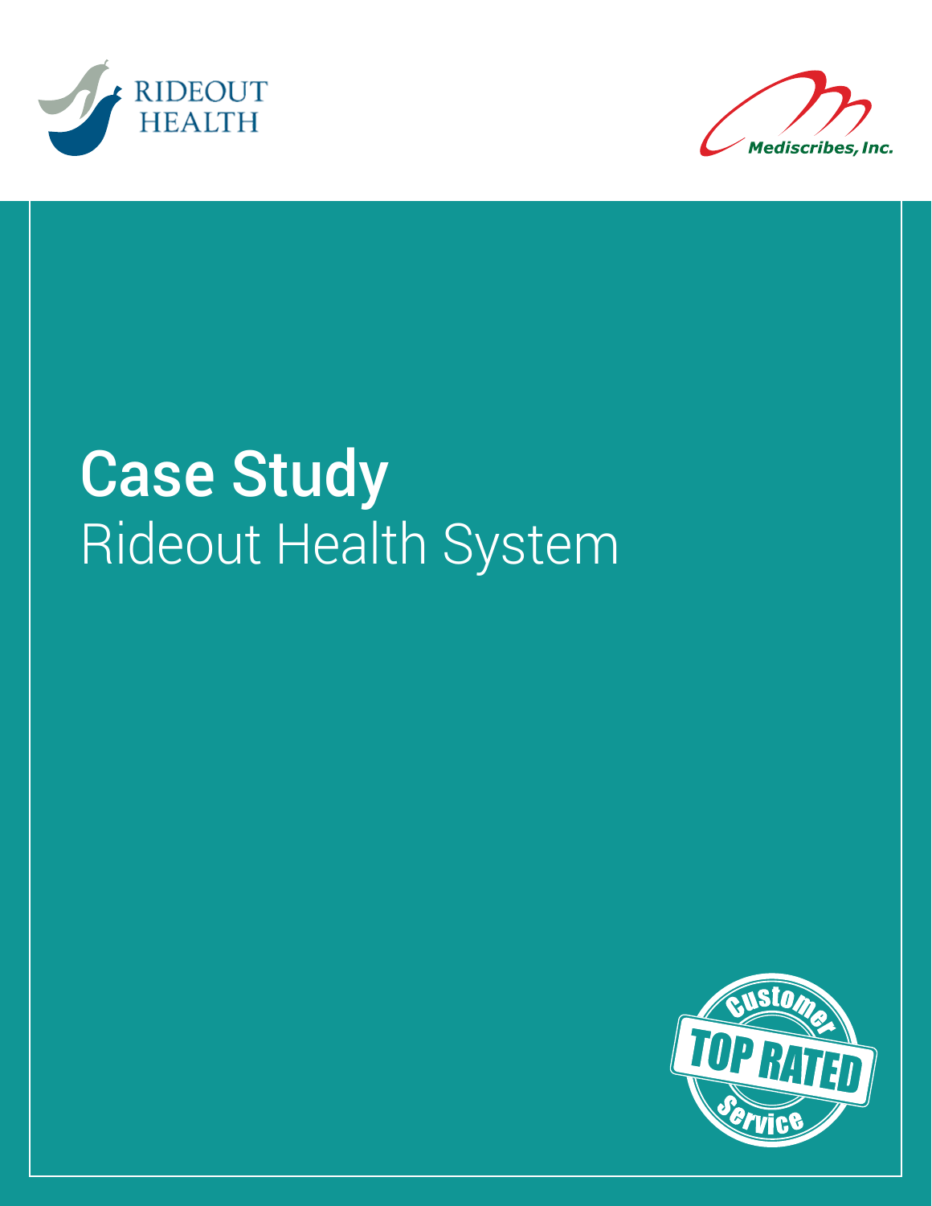RIDEOUT HEALTH

Mediscribes, Inc.

# Case Study

Rideout Health System

Customer TOP RATED Service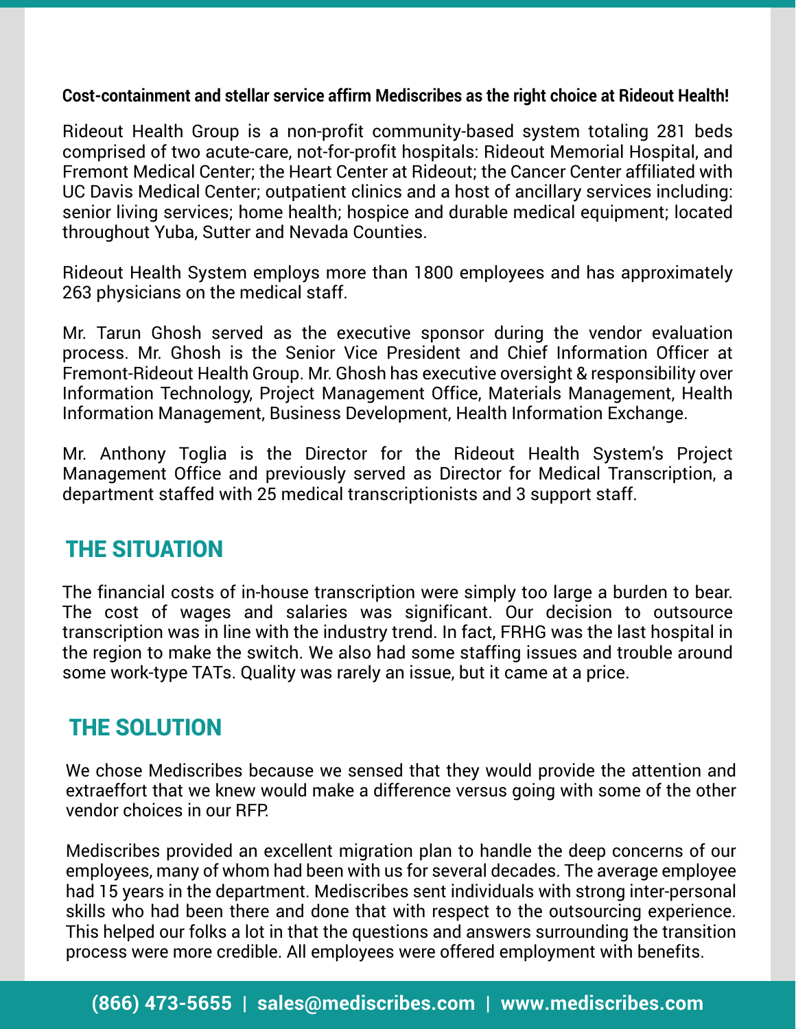**Cost-containment and stellar service affirm Mediscribes as the right choice at Rideout Health!**

Rideout Health Group is a non-profit community-based system totaling 281 beds comprised of two acute-care, not-for-profit hospitals: Rideout Memorial Hospital, and Fremont Medical Center; the Heart Center at Rideout; the Cancer Center affiliated with UC Davis Medical Center; outpatient clinics and a host of ancillary services including: senior living services; home health; hospice and durable medical equipment; located throughout Yuba, Sutter and Nevada Counties.

Rideout Health System employs more than 1800 employees and has approximately 263 physicians on the medical staff.

Mr. Tarun Ghosh served as the executive sponsor during the vendor evaluation process. Mr. Ghosh is the Senior Vice President and Chief Information Officer at Fremont-Rideout Health Group. Mr. Ghosh has executive oversight & responsibility over Information Technology, Project Management Office, Materials Management, Health Information Management, Business Development, Health Information Exchange.

Mr. Anthony Toglia is the Director for the Rideout Health System's Project Management Office and previously served as Director for Medical Transcription, a department staffed with 25 medical transcriptionists and 3 support staff.

## THE SITUATION

The financial costs of in-house transcription were simply too large a burden to bear. The cost of wages and salaries was significant. Our decision to outsource transcription was in line with the industry trend. In fact, FRHG was the last hospital in the region to make the switch. We also had some staffing issues and trouble around some work-type TATs. Quality was rarely an issue, but it came at a price.

## THE SOLUTION

We chose Mediscribes because we sensed that they would provide the attention and extraeffort that we knew would make a difference versus going with some of the other vendor choices in our RFP.

Mediscribes provided an excellent migration plan to handle the deep concerns of our employees, many of whom had been with us for several decades. The average employee had 15 years in the department. Mediscribes sent individuals with strong inter-personal skills who had been there and done that with respect to the outsourcing experience. This helped our folks a lot in that the questions and answers surrounding the transition process were more credible. All employees were offered employment with benefits.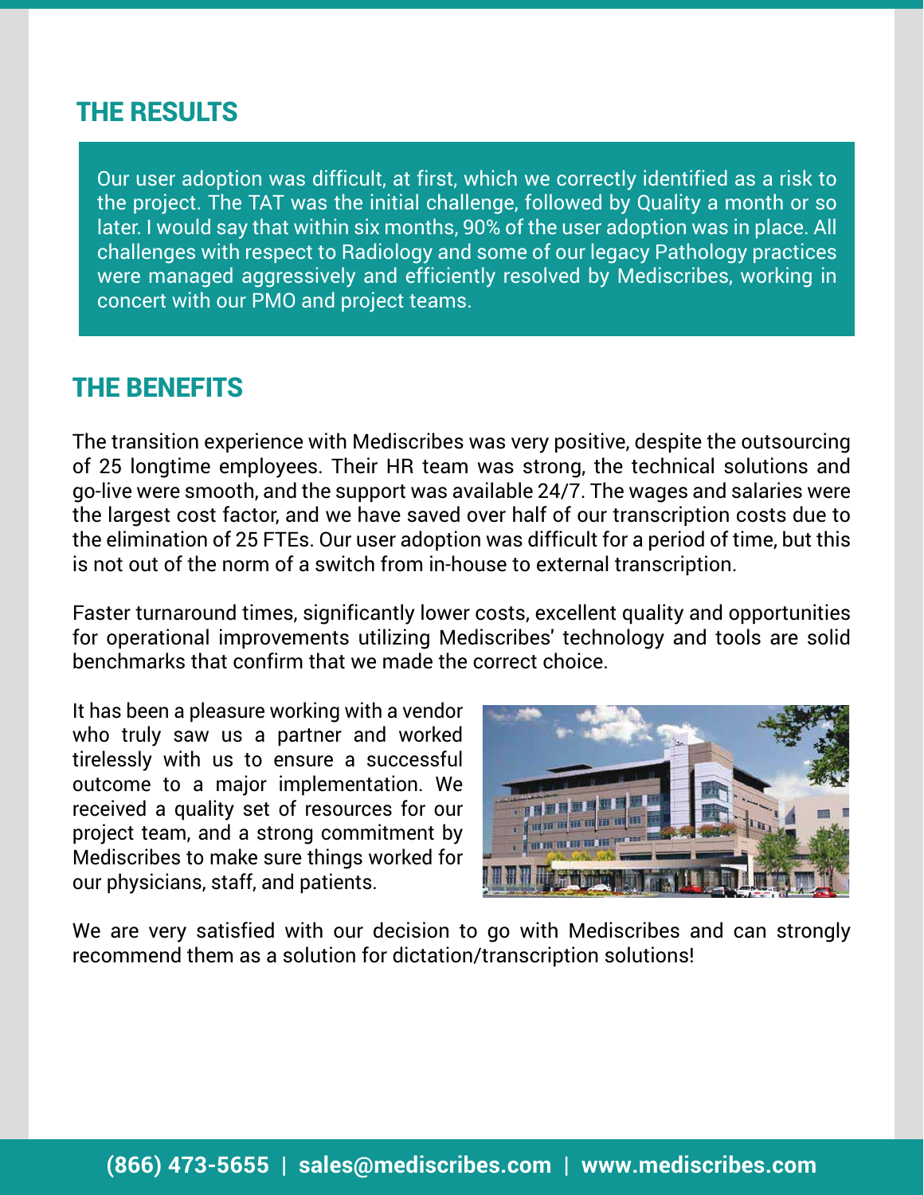## THE RESULTS

Our user adoption was difficult, at first, which we correctly identified as a risk to the project. The TAT was the initial challenge, followed by Quality a month or so later. I would say that within six months, 90% of the user adoption was in place. All challenges with respect to Radiology and some of our legacy Pathology practices were managed aggressively and efficiently resolved by Mediscribes, working in concert with our PMO and project teams.

## THE BENEFITS

The transition experience with Mediscribes was very positive, despite the outsourcing of 25 longtime employees. Their HR team was strong, the technical solutions and go-live were smooth, and the support was available 24/7. The wages and salaries were the largest cost factor, and we have saved over half of our transcription costs due to the elimination of 25 FTEs. Our user adoption was difficult for a period of time, but this is not out of the norm of a switch from in-house to external transcription.

Faster turnaround times, significantly lower costs, excellent quality and opportunities for operational improvements utilizing Mediscribes' technology and tools are solid benchmarks that confirm that we made the correct choice.

It has been a pleasure working with a vendor who truly saw us a partner and worked tirelessly with us to ensure a successful outcome to a major implementation. We received a quality set of resources for our project team, and a strong commitment by Mediscribes to make sure things worked for our physicians, staff, and patients.

We are very satisfied with our decision to go with Mediscribes and can strongly recommend them as a solution for dictation/transcription solutions!

**(866) 473-5655 | sales@mediscribes.com | www.mediscribes.com**